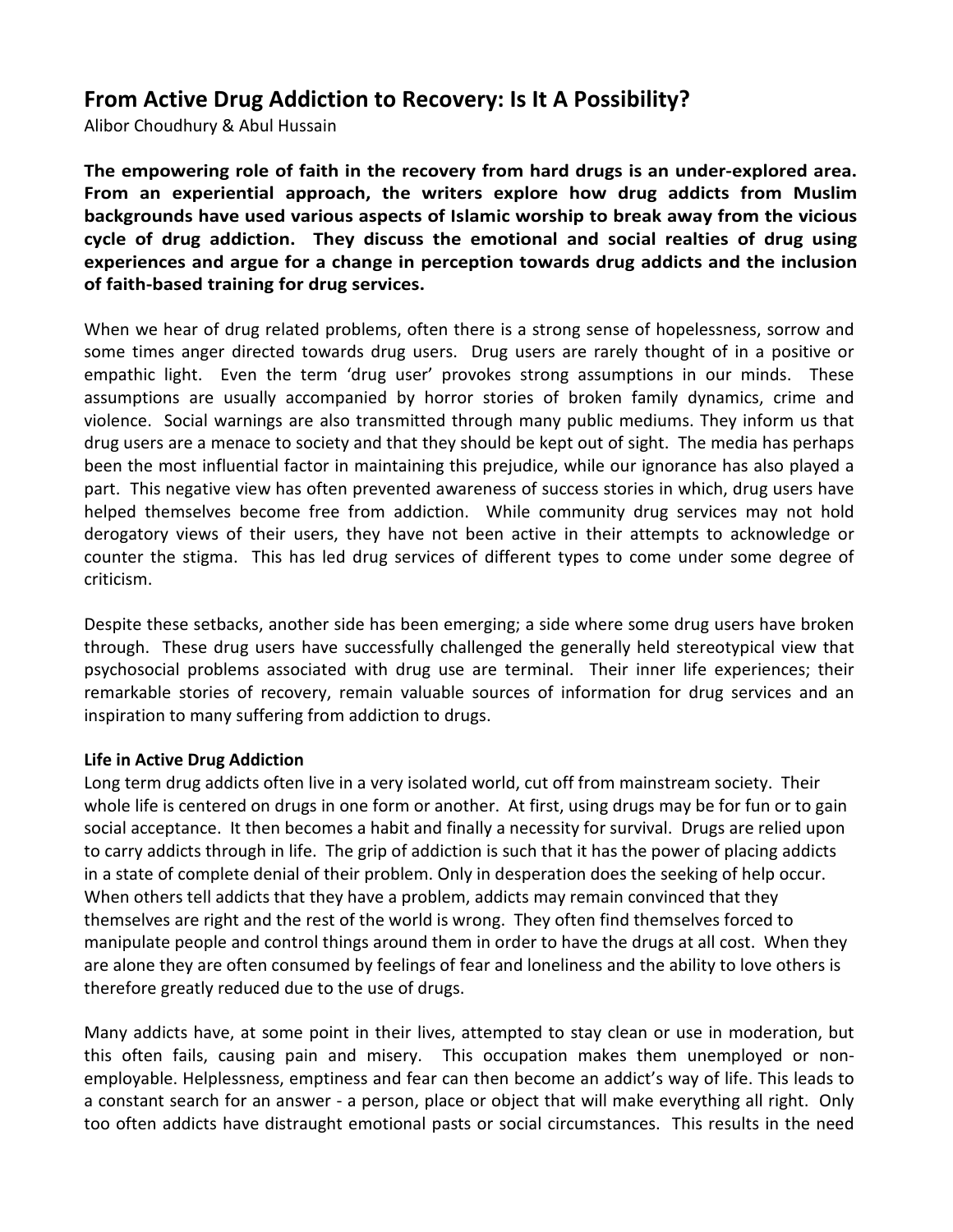# From Active Drug Addiction to Recovery: Is It A Possibility?

Alibor Choudhury & Abul Hussain

**The empowering role of faith in the recovery from hard drugs is an under-explored area. From an experiential approach, the writers explore how drug addicts from Muslim backgrounds have used various aspects of Islamic worship to break away from the vicious cycle of drug addiction. They discuss the emotional and social realties of drug using experiences and argue for a change in perception towards drug addicts and the inclusion of faith-based training for drug services.**

When we hear of drug related problems, often there is a strong sense of hopelessness, sorrow and some times anger directed towards drug users. Drug users are rarely thought of in a positive or empathic light. Even the term 'drug user' provokes strong assumptions in our minds. These assumptions are usually accompanied by horror stories of broken family dynamics, crime and violence. Social warnings are also transmitted through many public mediums. They inform us that drug users are a menace to society and that they should be kept out of sight. The media has perhaps been the most influential factor in maintaining this prejudice, while our ignorance has also played a part. This negative view has often prevented awareness of success stories in which, drug users have helped themselves become free from addiction. While community drug services may not hold derogatory views of their users, they have not been active in their attempts to acknowledge or counter the stigma. This has led drug services of different types to come under some degree of criticism.

Despite these setbacks, another side has been emerging; a side where some drug users have broken through. These drug users have successfully challenged the generally held stereotypical view that psychosocial problems associated with drug use are terminal. Their inner life experiences; their remarkable stories of recovery, remain valuable sources of information for drug services and an inspiration to many suffering from addiction to drugs.

**Life in Active Drug Addiction**

Long term drug addicts often live in a very isolated world, cut off from mainstream society. Their whole life is centered on drugs in one form or another. At first, using drugs may be for fun or to gain social acceptance. It then becomes a habit and finally a necessity for survival. Drugs are relied upon to carry addicts through in life. The grip of addiction is such that it has the power of placing addicts in a state of complete denial of their problem. Only in desperation does the seeking of help occur. When others tell addicts that they have a problem, addicts may remain convinced that they themselves are right and the rest of the world is wrong. They often find themselves forced to manipulate people and control things around them in order to have the drugs at all cost. When they are alone they are often consumed by feelings of fear and loneliness and the ability to love others is therefore greatly reduced due to the use of drugs.

Many addicts have, at some point in their lives, attempted to stay clean or use in moderation, but this often fails, causing pain and misery. This occupation makes them unemployed or non-employable. Helplessness, emptiness and fear can then become an addict's way of life. This leads to a constant search for an answer - a person, place or object that will make everything all right. Only too often addicts have distraught emotional pasts or social circumstances. This results in the need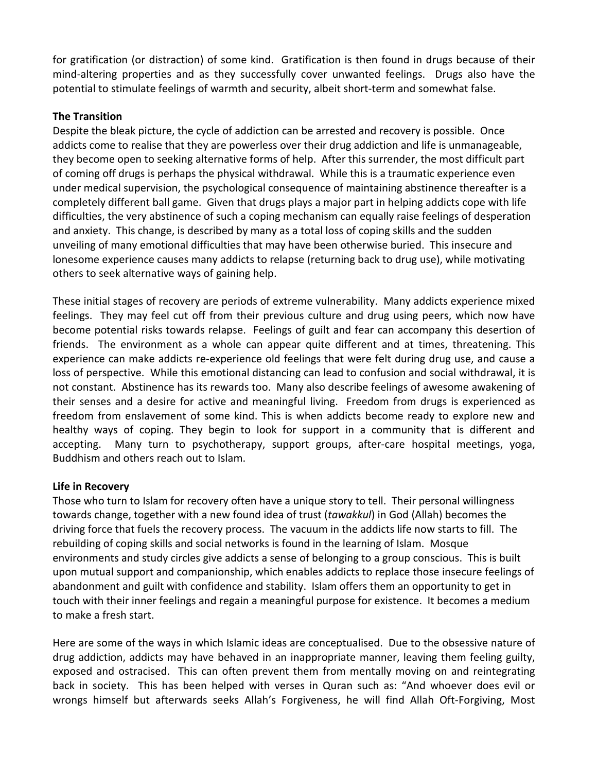for gratification (or distraction) of some kind. Gratification is then found in drugs because of their mind-altering properties and as they successfully cover unwanted feelings. Drugs also have the potential to stimulate feelings of warmth and security, albeit short-term and somewhat false.

**The Transition**

Despite the bleak picture, the cycle of addiction can be arrested and recovery is possible. Once addicts come to realise that they are powerless over their drug addiction and life is unmanageable, they become open to seeking alternative forms of help. After this surrender, the most difficult part of coming off drugs is perhaps the physical withdrawal. While this is a traumatic experience even under medical supervision, the psychological consequence of maintaining abstinence thereafter is a completely different ball game. Given that drugs plays a major part in helping addicts cope with life difficulties, the very abstinence of such a coping mechanism can equally raise feelings of desperation and anxiety. This change, is described by many as a total loss of coping skills and the sudden unveiling of many emotional difficulties that may have been otherwise buried. This insecure and lonesome experience causes many addicts to relapse (returning back to drug use), while motivating others to seek alternative ways of gaining help.

These initial stages of recovery are periods of extreme vulnerability. Many addicts experience mixed feelings. They may feel cut off from their previous culture and drug using peers, which now have become potential risks towards relapse. Feelings of guilt and fear can accompany this desertion of friends. The environment as a whole can appear quite different and at times, threatening. This experience can make addicts re-experience old feelings that were felt during drug use, and cause a loss of perspective. While this emotional distancing can lead to confusion and social withdrawal, it is not constant. Abstinence has its rewards too. Many also describe feelings of awesome awakening of their senses and a desire for active and meaningful living. Freedom from drugs is experienced as freedom from enslavement of some kind. This is when addicts become ready to explore new and healthy ways of coping. They begin to look for support in a community that is different and accepting. Many turn to psychotherapy, support groups, after-care hospital meetings, yoga, Buddhism and others reach out to Islam.

**Life in Recovery**

Those who turn to Islam for recovery often have a unique story to tell. Their personal willingness towards change, together with a new found idea of trust (*tawakkul*) in God (Allah) becomes the driving force that fuels the recovery process. The vacuum in the addicts life now starts to fill. The rebuilding of coping skills and social networks is found in the learning of Islam. Mosque environments and study circles give addicts a sense of belonging to a group conscious. This is built upon mutual support and companionship, which enables addicts to replace those insecure feelings of abandonment and guilt with confidence and stability. Islam offers them an opportunity to get in touch with their inner feelings and regain a meaningful purpose for existence. It becomes a medium to make a fresh start.

Here are some of the ways in which Islamic ideas are conceptualised. Due to the obsessive nature of drug addiction, addicts may have behaved in an inappropriate manner, leaving them feeling guilty, exposed and ostracised. This can often prevent them from mentally moving on and reintegrating back in society. This has been helped with verses in Quran such as: "And whoever does evil or wrongs himself but afterwards seeks Allah's Forgiveness, he will find Allah Oft-Forgiving, Most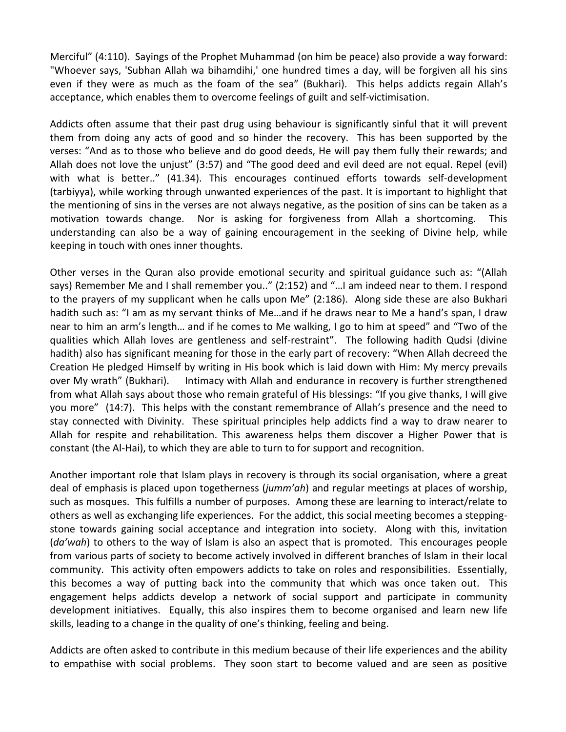Merciful" (4:110). Sayings of the Prophet Muhammad (on him be peace) also provide a way forward: "Whoever says, 'Subhan Allah wa bihamdihi,' one hundred times a day, will be forgiven all his sins even if they were as much as the foam of the sea" (Bukhari). This helps addicts regain Allah's acceptance, which enables them to overcome feelings of guilt and self-victimisation.

Addicts often assume that their past drug using behaviour is significantly sinful that it will prevent them from doing any acts of good and so hinder the recovery. This has been supported by the verses: "And as to those who believe and do good deeds, He will pay them fully their rewards; and Allah does not love the unjust" (3:57) and "The good deed and evil deed are not equal. Repel (evil) with what is better.." (41.34). This encourages continued efforts towards self-development (tarbiyya), while working through unwanted experiences of the past. It is important to highlight that the mentioning of sins in the verses are not always negative, as the position of sins can be taken as a motivation towards change. Nor is asking for forgiveness from Allah a shortcoming. This understanding can also be a way of gaining encouragement in the seeking of Divine help, while keeping in touch with ones inner thoughts.

Other verses in the Quran also provide emotional security and spiritual guidance such as: "(Allah says) Remember Me and I shall remember you.." (2:152) and "…I am indeed near to them. I respond to the prayers of my supplicant when he calls upon Me" (2:186). Along side these are also Bukhari hadith such as: "I am as my servant thinks of Me…and if he draws near to Me a hand's span, I draw near to him an arm's length… and if he comes to Me walking, I go to him at speed" and "Two of the qualities which Allah loves are gentleness and self-restraint". The following hadith Qudsi (divine hadith) also has significant meaning for those in the early part of recovery: "When Allah decreed the Creation He pledged Himself by writing in His book which is laid down with Him: My mercy prevails over My wrath" (Bukhari). Intimacy with Allah and endurance in recovery is further strengthened from what Allah says about those who remain grateful of His blessings: "If you give thanks, I will give you more" (14:7). This helps with the constant remembrance of Allah's presence and the need to stay connected with Divinity. These spiritual principles help addicts find a way to draw nearer to Allah for respite and rehabilitation. This awareness helps them discover a Higher Power that is constant (the Al-Hai), to which they are able to turn to for support and recognition.

Another important role that Islam plays in recovery is through its social organisation, where a great deal of emphasis is placed upon togetherness (*jumm'ah*) and regular meetings at places of worship, such as mosques. This fulfills a number of purposes. Among these are learning to interact/relate to others as well as exchanging life experiences. For the addict, this social meeting becomes a stepping-stone towards gaining social acceptance and integration into society. Along with this, invitation (*da'wah*) to others to the way of Islam is also an aspect that is promoted. This encourages people from various parts of society to become actively involved in different branches of Islam in their local community. This activity often empowers addicts to take on roles and responsibilities. Essentially, this becomes a way of putting back into the community that which was once taken out. This engagement helps addicts develop a network of social support and participate in community development initiatives. Equally, this also inspires them to become organised and learn new life skills, leading to a change in the quality of one's thinking, feeling and being.

Addicts are often asked to contribute in this medium because of their life experiences and the ability to empathise with social problems. They soon start to become valued and are seen as positive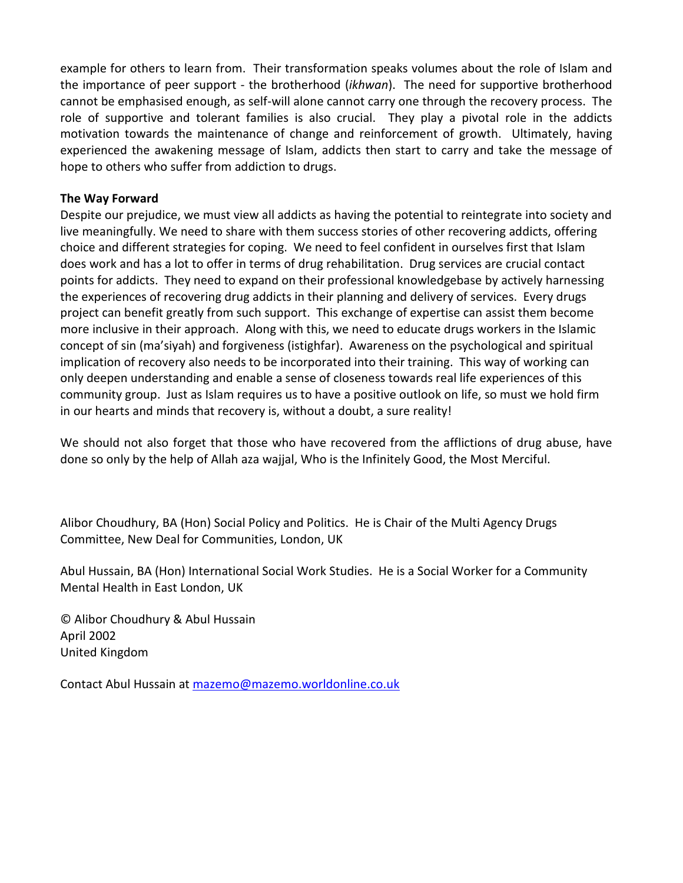example for others to learn from. Their transformation speaks volumes about the role of Islam and the importance of peer support - the brotherhood (*ikhwan*). The need for supportive brotherhood cannot be emphasised enough, as self-will alone cannot carry one through the recovery process. The role of supportive and tolerant families is also crucial. They play a pivotal role in the addicts motivation towards the maintenance of change and reinforcement of growth. Ultimately, having experienced the awakening message of Islam, addicts then start to carry and take the message of hope to others who suffer from addiction to drugs.

**The Way Forward**

Despite our prejudice, we must view all addicts as having the potential to reintegrate into society and live meaningfully. We need to share with them success stories of other recovering addicts, offering choice and different strategies for coping. We need to feel confident in ourselves first that Islam does work and has a lot to offer in terms of drug rehabilitation. Drug services are crucial contact points for addicts. They need to expand on their professional knowledgebase by actively harnessing the experiences of recovering drug addicts in their planning and delivery of services. Every drugs project can benefit greatly from such support. This exchange of expertise can assist them become more inclusive in their approach. Along with this, we need to educate drugs workers in the Islamic concept of sin (ma'siyah) and forgiveness (istighfar). Awareness on the psychological and spiritual implication of recovery also needs to be incorporated into their training. This way of working can only deepen understanding and enable a sense of closeness towards real life experiences of this community group. Just as Islam requires us to have a positive outlook on life, so must we hold firm in our hearts and minds that recovery is, without a doubt, a sure reality!

We should not also forget that those who have recovered from the afflictions of drug abuse, have done so only by the help of Allah aza wajjal, Who is the Infinitely Good, the Most Merciful.

Alibor Choudhury, BA (Hon) Social Policy and Politics. He is Chair of the Multi Agency Drugs Committee, New Deal for Communities, London, UK

Abul Hussain, BA (Hon) International Social Work Studies. He is a Social Worker for a Community Mental Health in East London, UK

© Alibor Choudhury & Abul Hussain
April 2002
United Kingdom

Contact Abul Hussain at mazemo@mazemo.worldonline.co.uk